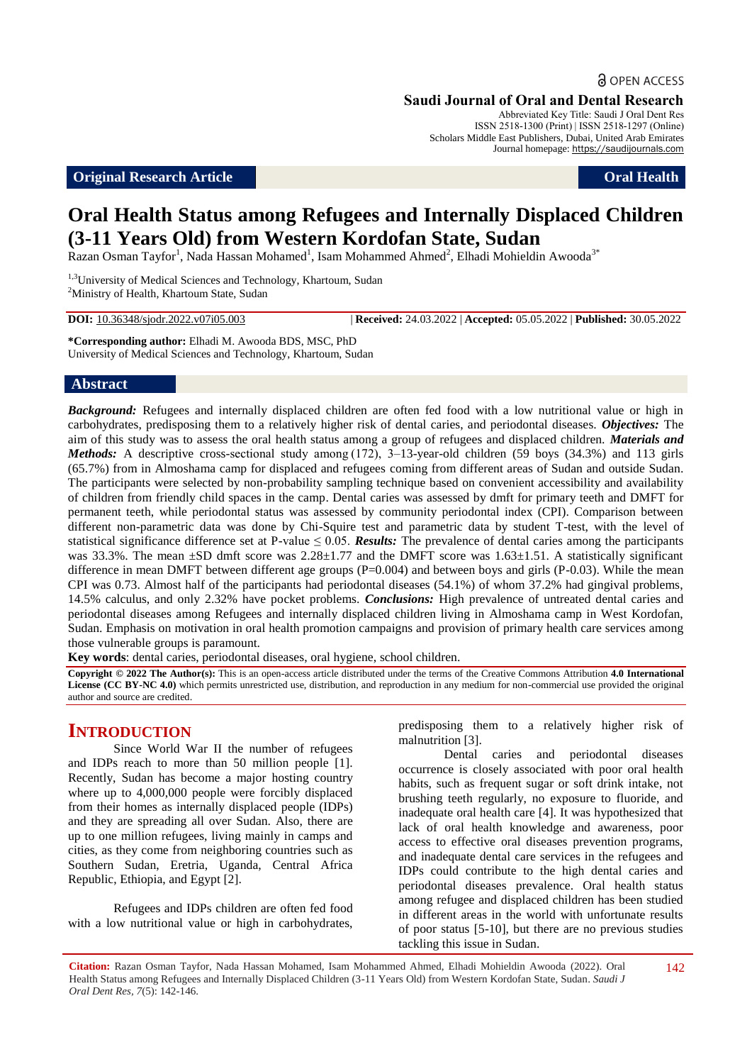OPEN ACCESS

**Saudi Journal of Oral and Dental Research**

Abbreviated Key Title: Saudi J Oral Dent Res
ISSN 2518-1300 (Print) | ISSN 2518-1297 (Online)
Scholars Middle East Publishers, Dubai, United Arab Emirates
Journal homepage: https://saudijournals.com

**Original Research Article** | **Oral Health**

# Oral Health Status among Refugees and Internally Displaced Children (3-11 Years Old) from Western Kordofan State, Sudan

Razan Osman Tayfor[1], Nada Hassan Mohamed[1], Isam Mohammed Ahmed[2], Elhadi Mohieldin Awooda[3*]

[1,3]University of Medical Sciences and Technology, Khartoum, Sudan
[2]Ministry of Health, Khartoum State, Sudan

**DOI:** 10.36348/sjodr.2022.v07i05.003 | **Received:** 24.03.2022 | **Accepted:** 05.05.2022 | **Published:** 30.05.2022

**\*Corresponding author:** Elhadi M. Awooda BDS, MSC, PhD
University of Medical Sciences and Technology, Khartoum, Sudan

## Abstract

***Background:*** Refugees and internally displaced children are often fed food with a low nutritional value or high in carbohydrates, predisposing them to a relatively higher risk of dental caries, and periodontal diseases. ***Objectives:*** The aim of this study was to assess the oral health status among a group of refugees and displaced children. ***Materials and Methods:*** A descriptive cross-sectional study among (172), 3–13-year-old children (59 boys (34.3%) and 113 girls (65.7%) from in Almoshama camp for displaced and refugees coming from different areas of Sudan and outside Sudan. The participants were selected by non-probability sampling technique based on convenient accessibility and availability of children from friendly child spaces in the camp. Dental caries was assessed by dmft for primary teeth and DMFT for permanent teeth, while periodontal status was assessed by community periodontal index (CPI). Comparison between different non-parametric data was done by Chi-Squire test and parametric data by student T-test, with the level of statistical significance difference set at P-value ≤ 0.05. ***Results:*** The prevalence of dental caries among the participants was 33.3%. The mean ±SD dmft score was 2.28±1.77 and the DMFT score was 1.63±1.51. A statistically significant difference in mean DMFT between different age groups (P=0.004) and between boys and girls (P-0.03). While the mean CPI was 0.73. Almost half of the participants had periodontal diseases (54.1%) of whom 37.2% had gingival problems, 14.5% calculus, and only 2.32% have pocket problems. ***Conclusions:*** High prevalence of untreated dental caries and periodontal diseases among Refugees and internally displaced children living in Almoshama camp in West Kordofan, Sudan. Emphasis on motivation in oral health promotion campaigns and provision of primary health care services among those vulnerable groups is paramount.

**Key words**: dental caries, periodontal diseases, oral hygiene, school children.

**Copyright © 2022 The Author(s):** This is an open-access article distributed under the terms of the Creative Commons Attribution **4.0 International License (CC BY-NC 4.0)** which permits unrestricted use, distribution, and reproduction in any medium for non-commercial use provided the original author and source are credited.

## INTRODUCTION

Since World War II the number of refugees and IDPs reach to more than 50 million people [1]. Recently, Sudan has become a major hosting country where up to 4,000,000 people were forcibly displaced from their homes as internally displaced people (IDPs) and they are spreading all over Sudan. Also, there are up to one million refugees, living mainly in camps and cities, as they come from neighboring countries such as Southern Sudan, Eretria, Uganda, Central Africa Republic, Ethiopia, and Egypt [2].

Refugees and IDPs children are often fed food with a low nutritional value or high in carbohydrates, predisposing them to a relatively higher risk of malnutrition [3].

Dental caries and periodontal diseases occurrence is closely associated with poor oral health habits, such as frequent sugar or soft drink intake, not brushing teeth regularly, no exposure to fluoride, and inadequate oral health care [4]. It was hypothesized that lack of oral health knowledge and awareness, poor access to effective oral diseases prevention programs, and inadequate dental care services in the refugees and IDPs could contribute to the high dental caries and periodontal diseases prevalence. Oral health status among refugee and displaced children has been studied in different areas in the world with unfortunate results of poor status [5-10], but there are no previous studies tackling this issue in Sudan.

**Citation:** Razan Osman Tayfor, Nada Hassan Mohamed, Isam Mohammed Ahmed, Elhadi Mohieldin Awooda (2022). Oral Health Status among Refugees and Internally Displaced Children (3-11 Years Old) from Western Kordofan State, Sudan. *Saudi J Oral Dent Res, 7*(5): 142-146.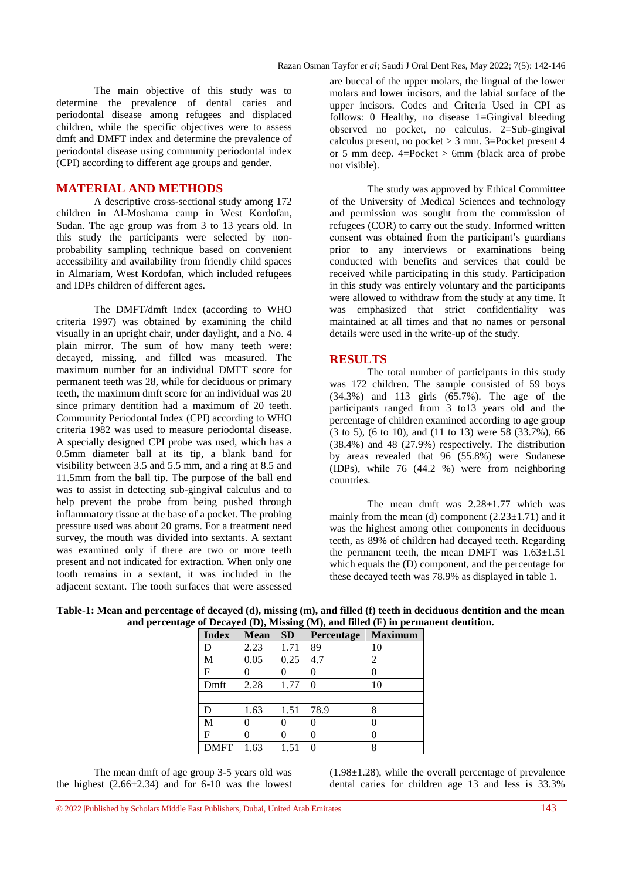The main objective of this study was to determine the prevalence of dental caries and periodontal disease among refugees and displaced children, while the specific objectives were to assess dmft and DMFT index and determine the prevalence of periodontal disease using community periodontal index (CPI) according to different age groups and gender.

## MATERIAL AND METHODS

A descriptive cross-sectional study among 172 children in Al-Moshama camp in West Kordofan, Sudan. The age group was from 3 to 13 years old. In this study the participants were selected by non-probability sampling technique based on convenient accessibility and availability from friendly child spaces in Almariam, West Kordofan, which included refugees and IDPs children of different ages.

The DMFT/dmft Index (according to WHO criteria 1997) was obtained by examining the child visually in an upright chair, under daylight, and a No. 4 plain mirror. The sum of how many teeth were: decayed, missing, and filled was measured. The maximum number for an individual DMFT score for permanent teeth was 28, while for deciduous or primary teeth, the maximum dmft score for an individual was 20 since primary dentition had a maximum of 20 teeth. Community Periodontal Index (CPI) according to WHO criteria 1982 was used to measure periodontal disease. A specially designed CPI probe was used, which has a 0.5mm diameter ball at its tip, a blank band for visibility between 3.5 and 5.5 mm, and a ring at 8.5 and 11.5mm from the ball tip. The purpose of the ball end was to assist in detecting sub-gingival calculus and to help prevent the probe from being pushed through inflammatory tissue at the base of a pocket. The probing pressure used was about 20 grams. For a treatment need survey, the mouth was divided into sextants. A sextant was examined only if there are two or more teeth present and not indicated for extraction. When only one tooth remains in a sextant, it was included in the adjacent sextant. The tooth surfaces that were assessed are buccal of the upper molars, the lingual of the lower molars and lower incisors, and the labial surface of the upper incisors. Codes and Criteria Used in CPI as follows: 0 Healthy, no disease 1=Gingival bleeding observed no pocket, no calculus. 2=Sub-gingival calculus present, no pocket > 3 mm. 3=Pocket present 4 or 5 mm deep. 4=Pocket > 6mm (black area of probe not visible).

The study was approved by Ethical Committee of the University of Medical Sciences and technology and permission was sought from the commission of refugees (COR) to carry out the study. Informed written consent was obtained from the participant's guardians prior to any interviews or examinations being conducted with benefits and services that could be received while participating in this study. Participation in this study was entirely voluntary and the participants were allowed to withdraw from the study at any time. It was emphasized that strict confidentiality was maintained at all times and that no names or personal details were used in the write-up of the study.

## RESULTS

The total number of participants in this study was 172 children. The sample consisted of 59 boys (34.3%) and 113 girls (65.7%). The age of the participants ranged from 3 to13 years old and the percentage of children examined according to age group (3 to 5), (6 to 10), and (11 to 13) were 58 (33.7%), 66 (38.4%) and 48 (27.9%) respectively. The distribution by areas revealed that 96 (55.8%) were Sudanese (IDPs), while 76 (44.2 %) were from neighboring countries.

The mean dmft was 2.28±1.77 which was mainly from the mean (d) component (2.23±1.71) and it was the highest among other components in deciduous teeth, as 89% of children had decayed teeth. Regarding the permanent teeth, the mean DMFT was 1.63±1.51 which equals the (D) component, and the percentage for these decayed teeth was 78.9% as displayed in table 1.

**Table-1: Mean and percentage of decayed (d), missing (m), and filled (f) teeth in deciduous dentition and the mean and percentage of Decayed (D), Missing (M), and filled (F) in permanent dentition.**

| Index | Mean | SD | Percentage | Maximum |
|---|---|---|---|---|
| D | 2.23 | 1.71 | 89 | 10 |
| M | 0.05 | 0.25 | 4.7 | 2 |
| F | 0 | 0 | 0 | 0 |
| Dmft | 2.28 | 1.77 | 0 | 10 |
| | | | | |
| D | 1.63 | 1.51 | 78.9 | 8 |
| M | 0 | 0 | 0 | 0 |
| F | 0 | 0 | 0 | 0 |
| DMFT | 1.63 | 1.51 | 0 | 8 |

The mean dmft of age group 3-5 years old was the highest (2.66±2.34) and for 6-10 was the lowest (1.98±1.28), while the overall percentage of prevalence dental caries for children age 13 and less is 33.3%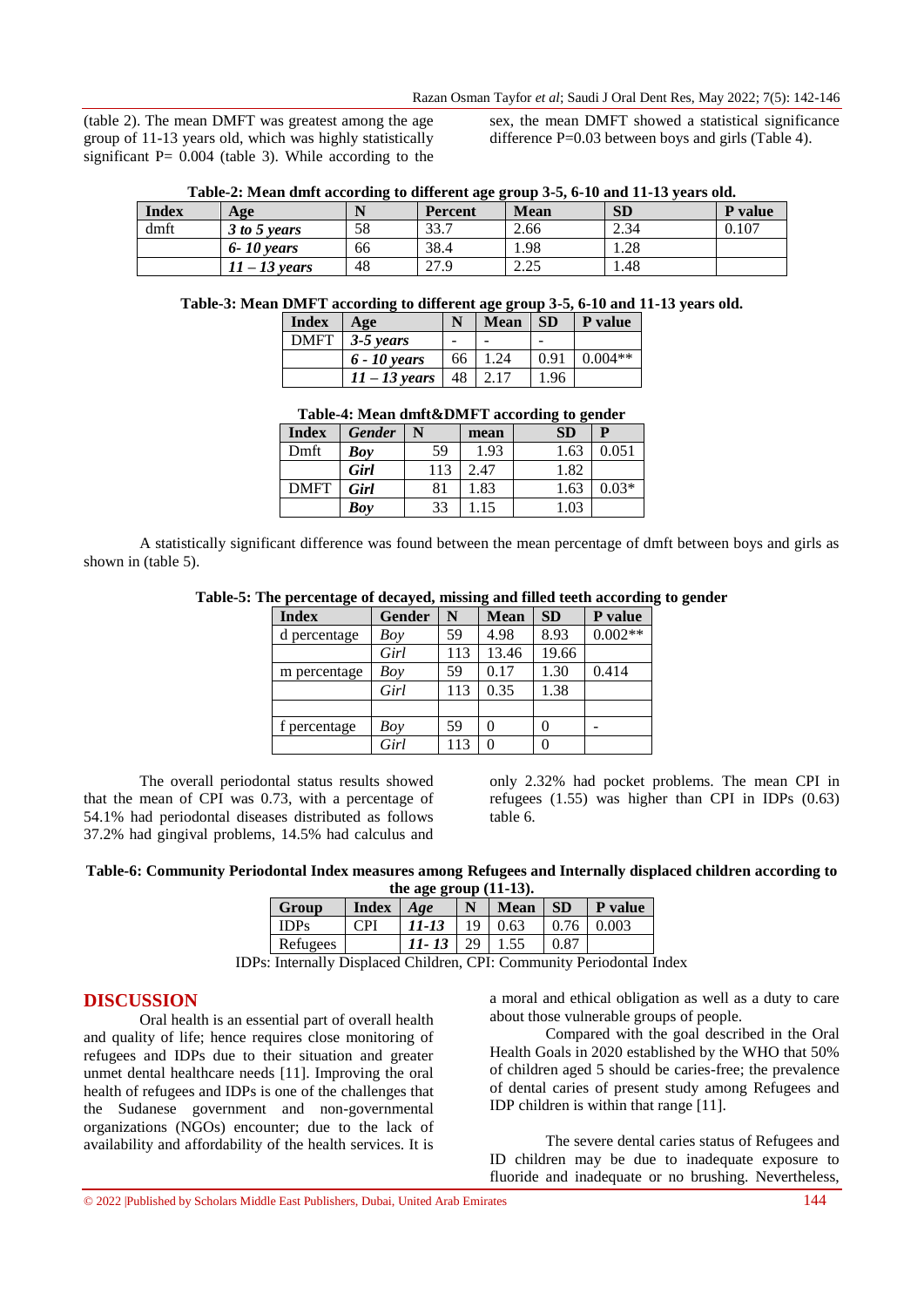(table 2). The mean DMFT was greatest among the age group of 11-13 years old, which was highly statistically significant P= 0.004 (table 3). While according to the sex, the mean DMFT showed a statistical significance difference P=0.03 between boys and girls (Table 4).

**Table-2: Mean dmft according to different age group 3-5, 6-10 and 11-13 years old.**

| Index | Age | N | Percent | Mean | SD | P value |
|---|---|---|---|---|---|---|
| dmft | ***3 to 5 years*** | 58 | 33.7 | 2.66 | 2.34 | 0.107 |
| | ***6- 10 years*** | 66 | 38.4 | 1.98 | 1.28 | |
| | ***11 – 13 years*** | 48 | 27.9 | 2.25 | 1.48 | |

**Table-3: Mean DMFT according to different age group 3-5, 6-10 and 11-13 years old.**

| Index | Age | N | Mean | SD | P value |
|---|---|---|---|---|---|
| DMFT | ***3-5 years*** | - | - | - | |
| | ***6 - 10 years*** | 66 | 1.24 | 0.91 | 0.004** |
| | ***11 – 13 years*** | 48 | 2.17 | 1.96 | |

**Table-4: Mean dmft&DMFT according to gender**

| Index | *Gender* | N | mean | SD | P |
|---|---|---|---|---|---|
| Dmft | ***Boy*** | 59 | 1.93 | 1.63 | 0.051 |
| | ***Girl*** | 113 | 2.47 | 1.82 | |
| DMFT | ***Girl*** | 81 | 1.83 | 1.63 | 0.03* |
| | ***Boy*** | 33 | 1.15 | 1.03 | |

A statistically significant difference was found between the mean percentage of dmft between boys and girls as shown in (table 5).

**Table-5: The percentage of decayed, missing and filled teeth according to gender**

| Index | Gender | N | Mean | SD | P value |
|---|---|---|---|---|---|
| d percentage | *Boy* | 59 | 4.98 | 8.93 | 0.002** |
| | *Girl* | 113 | 13.46 | 19.66 | |
| m percentage | *Boy* | 59 | 0.17 | 1.30 | 0.414 |
| | *Girl* | 113 | 0.35 | 1.38 | |
| | | | | | |
| f percentage | *Boy* | 59 | 0 | 0 | - |
| | *Girl* | 113 | 0 | 0 | |

The overall periodontal status results showed that the mean of CPI was 0.73, with a percentage of 54.1% had periodontal diseases distributed as follows 37.2% had gingival problems, 14.5% had calculus and only 2.32% had pocket problems. The mean CPI in refugees (1.55) was higher than CPI in IDPs (0.63) table 6.

**Table-6: Community Periodontal Index measures among Refugees and Internally displaced children according to the age group (11-13).**

| Group | Index | *Age* | N | Mean | SD | P value |
|---|---|---|---|---|---|---|
| IDPs | CPI | ***11-13*** | 19 | 0.63 | 0.76 | 0.003 |
| Refugees | | ***11- 13*** | 29 | 1.55 | 0.87 | |

IDPs: Internally Displaced Children, CPI: Community Periodontal Index

## DISCUSSION

Oral health is an essential part of overall health and quality of life; hence requires close monitoring of refugees and IDPs due to their situation and greater unmet dental healthcare needs [11]. Improving the oral health of refugees and IDPs is one of the challenges that the Sudanese government and non-governmental organizations (NGOs) encounter; due to the lack of availability and affordability of the health services. It is a moral and ethical obligation as well as a duty to care about those vulnerable groups of people.

Compared with the goal described in the Oral Health Goals in 2020 established by the WHO that 50% of children aged 5 should be caries-free; the prevalence of dental caries of present study among Refugees and IDP children is within that range [11].

The severe dental caries status of Refugees and ID children may be due to inadequate exposure to fluoride and inadequate or no brushing. Nevertheless,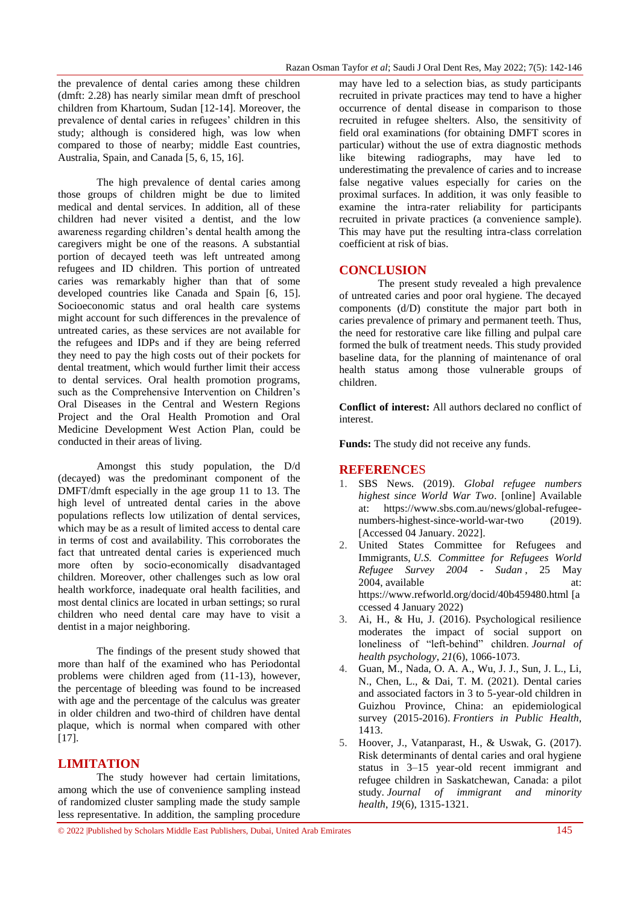the prevalence of dental caries among these children (dmft: 2.28) has nearly similar mean dmft of preschool children from Khartoum, Sudan [12-14]. Moreover, the prevalence of dental caries in refugees' children in this study; although is considered high, was low when compared to those of nearby; middle East countries, Australia, Spain, and Canada [5, 6, 15, 16].

The high prevalence of dental caries among those groups of children might be due to limited medical and dental services. In addition, all of these children had never visited a dentist, and the low awareness regarding children's dental health among the caregivers might be one of the reasons. A substantial portion of decayed teeth was left untreated among refugees and ID children. This portion of untreated caries was remarkably higher than that of some developed countries like Canada and Spain [6, 15]. Socioeconomic status and oral health care systems might account for such differences in the prevalence of untreated caries, as these services are not available for the refugees and IDPs and if they are being referred they need to pay the high costs out of their pockets for dental treatment, which would further limit their access to dental services. Oral health promotion programs, such as the Comprehensive Intervention on Children's Oral Diseases in the Central and Western Regions Project and the Oral Health Promotion and Oral Medicine Development West Action Plan, could be conducted in their areas of living.

Amongst this study population, the D/d (decayed) was the predominant component of the DMFT/dmft especially in the age group 11 to 13. The high level of untreated dental caries in the above populations reflects low utilization of dental services, which may be as a result of limited access to dental care in terms of cost and availability. This corroborates the fact that untreated dental caries is experienced much more often by socio-economically disadvantaged children. Moreover, other challenges such as low oral health workforce, inadequate oral health facilities, and most dental clinics are located in urban settings; so rural children who need dental care may have to visit a dentist in a major neighboring.

The findings of the present study showed that more than half of the examined who has Periodontal problems were children aged from (11-13), however, the percentage of bleeding was found to be increased with age and the percentage of the calculus was greater in older children and two-third of children have dental plaque, which is normal when compared with other [17].

## LIMITATION

The study however had certain limitations, among which the use of convenience sampling instead of randomized cluster sampling made the study sample less representative. In addition, the sampling procedure may have led to a selection bias, as study participants recruited in private practices may tend to have a higher occurrence of dental disease in comparison to those recruited in refugee shelters. Also, the sensitivity of field oral examinations (for obtaining DMFT scores in particular) without the use of extra diagnostic methods like bitewing radiographs, may have led to underestimating the prevalence of caries and to increase false negative values especially for caries on the proximal surfaces. In addition, it was only feasible to examine the intra-rater reliability for participants recruited in private practices (a convenience sample). This may have put the resulting intra-class correlation coefficient at risk of bias.

## CONCLUSION

The present study revealed a high prevalence of untreated caries and poor oral hygiene. The decayed components (d/D) constitute the major part both in caries prevalence of primary and permanent teeth. Thus, the need for restorative care like filling and pulpal care formed the bulk of treatment needs. This study provided baseline data, for the planning of maintenance of oral health status among those vulnerable groups of children.

**Conflict of interest:** All authors declared no conflict of interest.

**Funds:** The study did not receive any funds.

## REFERENCES

1. SBS News. (2019). *Global refugee numbers highest since World War Two*. [online] Available at: https://www.sbs.com.au/news/global-refugee-numbers-highest-since-world-war-two (2019). [Accessed 04 January. 2022].
2. United States Committee for Refugees and Immigrants, *U.S. Committee for Refugees World Refugee Survey 2004 - Sudan*, 25 May 2004, available at: https://www.refworld.org/docid/40b459480.html [accessed 4 January 2022)
3. Ai, H., & Hu, J. (2016). Psychological resilience moderates the impact of social support on loneliness of "left-behind" children. *Journal of health psychology*, *21*(6), 1066-1073.
4. Guan, M., Nada, O. A. A., Wu, J. J., Sun, J. L., Li, N., Chen, L., & Dai, T. M. (2021). Dental caries and associated factors in 3 to 5-year-old children in Guizhou Province, China: an epidemiological survey (2015-2016). *Frontiers in Public Health*, 1413.
5. Hoover, J., Vatanparast, H., & Uswak, G. (2017). Risk determinants of dental caries and oral hygiene status in 3–15 year-old recent immigrant and refugee children in Saskatchewan, Canada: a pilot study. *Journal of immigrant and minority health*, *19*(6), 1315-1321.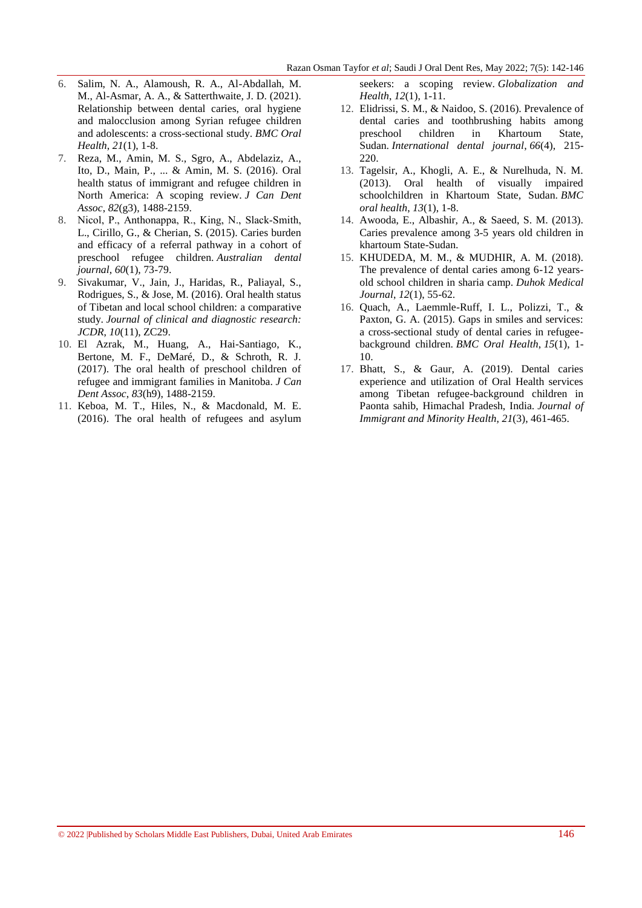6. Salim, N. A., Alamoush, R. A., Al-Abdallah, M. M., Al-Asmar, A. A., & Satterthwaite, J. D. (2021). Relationship between dental caries, oral hygiene and malocclusion among Syrian refugee children and adolescents: a cross-sectional study. *BMC Oral Health*, *21*(1), 1-8.
7. Reza, M., Amin, M. S., Sgro, A., Abdelaziz, A., Ito, D., Main, P., ... & Amin, M. S. (2016). Oral health status of immigrant and refugee children in North America: A scoping review. *J Can Dent Assoc*, *82*(g3), 1488-2159.
8. Nicol, P., Anthonappa, R., King, N., Slack-Smith, L., Cirillo, G., & Cherian, S. (2015). Caries burden and efficacy of a referral pathway in a cohort of preschool refugee children. *Australian dental journal*, *60*(1), 73-79.
9. Sivakumar, V., Jain, J., Haridas, R., Paliayal, S., Rodrigues, S., & Jose, M. (2016). Oral health status of Tibetan and local school children: a comparative study. *Journal of clinical and diagnostic research: JCDR*, *10*(11), ZC29.
10. El Azrak, M., Huang, A., Hai-Santiago, K., Bertone, M. F., DeMaré, D., & Schroth, R. J. (2017). The oral health of preschool children of refugee and immigrant families in Manitoba. *J Can Dent Assoc*, *83*(h9), 1488-2159.
11. Keboa, M. T., Hiles, N., & Macdonald, M. E. (2016). The oral health of refugees and asylum seekers: a scoping review. *Globalization and Health*, *12*(1), 1-11.
12. Elidrissi, S. M., & Naidoo, S. (2016). Prevalence of dental caries and toothbrushing habits among preschool children in Khartoum State, Sudan. *International dental journal*, *66*(4), 215-220.
13. Tagelsir, A., Khogli, A. E., & Nurelhuda, N. M. (2013). Oral health of visually impaired schoolchildren in Khartoum State, Sudan. *BMC oral health*, *13*(1), 1-8.
14. Awooda, E., Albashir, A., & Saeed, S. M. (2013). Caries prevalence among 3-5 years old children in khartoum State-Sudan.
15. KHUDEDA, M. M., & MUDHIR, A. M. (2018). The prevalence of dental caries among 6-12 years-old school children in sharia camp. *Duhok Medical Journal*, *12*(1), 55-62.
16. Quach, A., Laemmle-Ruff, I. L., Polizzi, T., & Paxton, G. A. (2015). Gaps in smiles and services: a cross-sectional study of dental caries in refugee-background children. *BMC Oral Health*, *15*(1), 1-10.
17. Bhatt, S., & Gaur, A. (2019). Dental caries experience and utilization of Oral Health services among Tibetan refugee-background children in Paonta sahib, Himachal Pradesh, India. *Journal of Immigrant and Minority Health, 21*(3), 461-465.